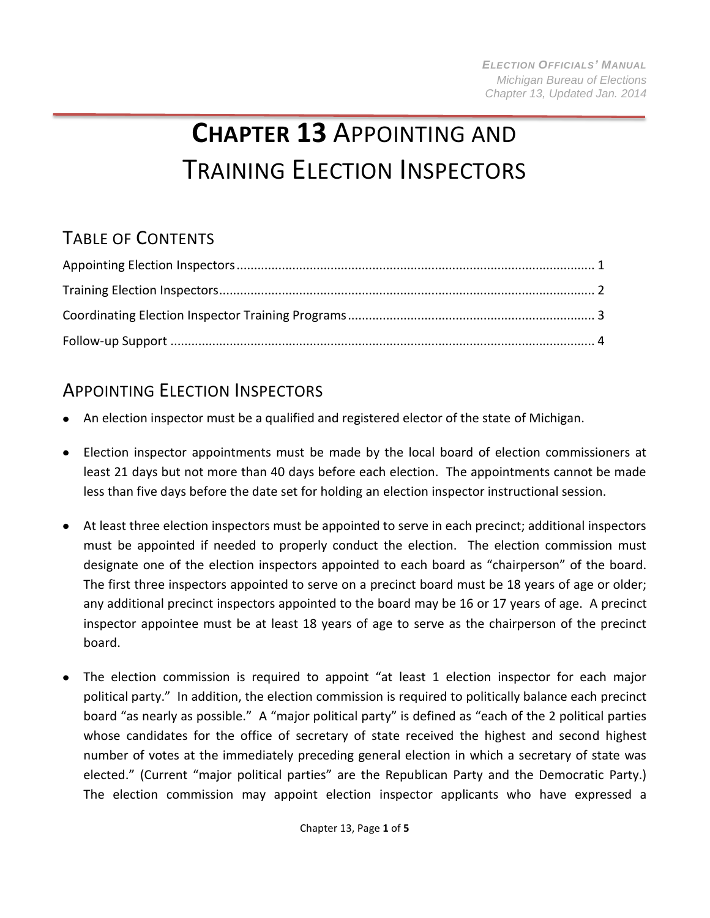# **CHAPTER 13** APPOINTING AND TRAINING ELECTION INSPECTORS

## TABLE OF CONTENTS

Appointing Election Inspectors ..................................................................................................... 1

Training Election Inspectors.......................................................................................................... 2

Coordinating Election Inspector Training Programs ..................................................................... 3

Follow-up Support ........................................................................................................................ 4

## APPOINTING ELECTION INSPECTORS

- An election inspector must be a qualified and registered elector of the state of Michigan.
- Election inspector appointments must be made by the local board of election commissioners at least 21 days but not more than 40 days before each election. The appointments cannot be made less than five days before the date set for holding an election inspector instructional session.
- At least three election inspectors must be appointed to serve in each precinct; additional inspectors must be appointed if needed to properly conduct the election. The election commission must designate one of the election inspectors appointed to each board as "chairperson" of the board. The first three inspectors appointed to serve on a precinct board must be 18 years of age or older; any additional precinct inspectors appointed to the board may be 16 or 17 years of age. A precinct inspector appointee must be at least 18 years of age to serve as the chairperson of the precinct board.
- The election commission is required to appoint "at least 1 election inspector for each major political party." In addition, the election commission is required to politically balance each precinct board "as nearly as possible." A "major political party" is defined as "each of the 2 political parties whose candidates for the office of secretary of state received the highest and second highest number of votes at the immediately preceding general election in which a secretary of state was elected." (Current "major political parties" are the Republican Party and the Democratic Party.) The election commission may appoint election inspector applicants who have expressed a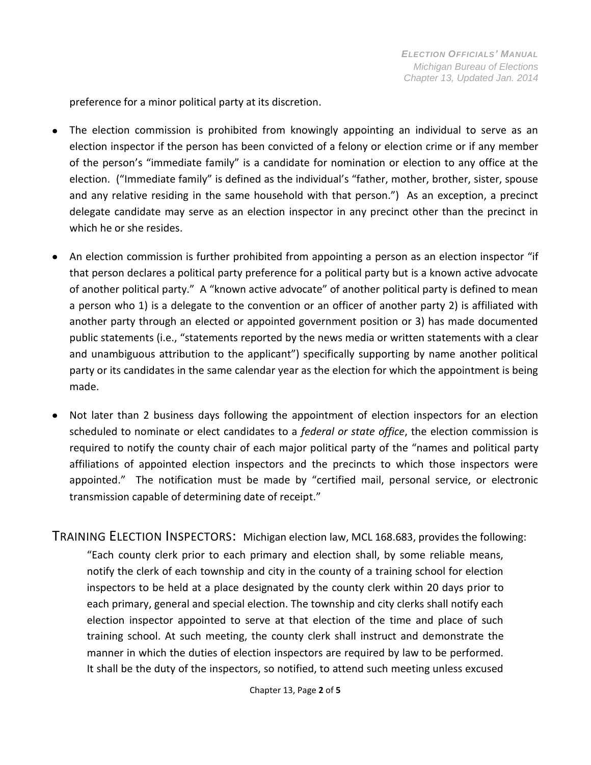preference for a minor political party at its discretion.

- The election commission is prohibited from knowingly appointing an individual to serve as an election inspector if the person has been convicted of a felony or election crime or if any member of the person's "immediate family" is a candidate for nomination or election to any office at the election. ("Immediate family" is defined as the individual's "father, mother, brother, sister, spouse and any relative residing in the same household with that person.") As an exception, a precinct delegate candidate may serve as an election inspector in any precinct other than the precinct in which he or she resides.

- An election commission is further prohibited from appointing a person as an election inspector "if that person declares a political party preference for a political party but is a known active advocate of another political party." A "known active advocate" of another political party is defined to mean a person who 1) is a delegate to the convention or an officer of another party 2) is affiliated with another party through an elected or appointed government position or 3) has made documented public statements (i.e., "statements reported by the news media or written statements with a clear and unambiguous attribution to the applicant") specifically supporting by name another political party or its candidates in the same calendar year as the election for which the appointment is being made.

- Not later than 2 business days following the appointment of election inspectors for an election scheduled to nominate or elect candidates to a *federal or state office*, the election commission is required to notify the county chair of each major political party of the "names and political party affiliations of appointed election inspectors and the precincts to which those inspectors were appointed." The notification must be made by "certified mail, personal service, or electronic transmission capable of determining date of receipt."

## TRAINING ELECTION INSPECTORS:

Michigan election law, MCL 168.683, provides the following:

> "Each county clerk prior to each primary and election shall, by some reliable means, notify the clerk of each township and city in the county of a training school for election inspectors to be held at a place designated by the county clerk within 20 days prior to each primary, general and special election. The township and city clerks shall notify each election inspector appointed to serve at that election of the time and place of such training school. At such meeting, the county clerk shall instruct and demonstrate the manner in which the duties of election inspectors are required by law to be performed. It shall be the duty of the inspectors, so notified, to attend such meeting unless excused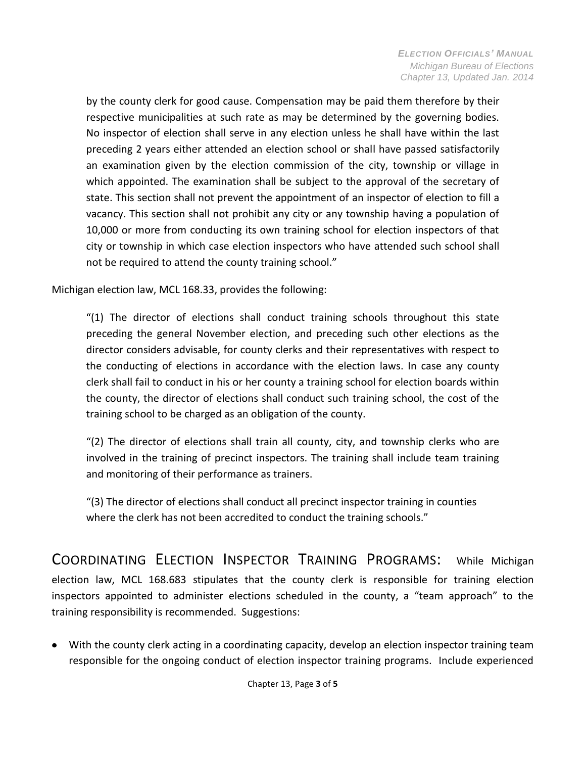> by the county clerk for good cause. Compensation may be paid them therefore by their respective municipalities at such rate as may be determined by the governing bodies. No inspector of election shall serve in any election unless he shall have within the last preceding 2 years either attended an election school or shall have passed satisfactorily an examination given by the election commission of the city, township or village in which appointed. The examination shall be subject to the approval of the secretary of state. This section shall not prevent the appointment of an inspector of election to fill a vacancy. This section shall not prohibit any city or any township having a population of 10,000 or more from conducting its own training school for election inspectors of that city or township in which case election inspectors who have attended such school shall not be required to attend the county training school."

Michigan election law, MCL 168.33, provides the following:

> "(1) The director of elections shall conduct training schools throughout this state preceding the general November election, and preceding such other elections as the director considers advisable, for county clerks and their representatives with respect to the conducting of elections in accordance with the election laws. In case any county clerk shall fail to conduct in his or her county a training school for election boards within the county, the director of elections shall conduct such training school, the cost of the training school to be charged as an obligation of the county.
>
> "(2) The director of elections shall train all county, city, and township clerks who are involved in the training of precinct inspectors. The training shall include team training and monitoring of their performance as trainers.
>
> "(3) The director of elections shall conduct all precinct inspector training in counties where the clerk has not been accredited to conduct the training schools."

## COORDINATING ELECTION INSPECTOR TRAINING PROGRAMS:

While Michigan election law, MCL 168.683 stipulates that the county clerk is responsible for training election inspectors appointed to administer elections scheduled in the county, a "team approach" to the training responsibility is recommended. Suggestions:

- With the county clerk acting in a coordinating capacity, develop an election inspector training team responsible for the ongoing conduct of election inspector training programs. Include experienced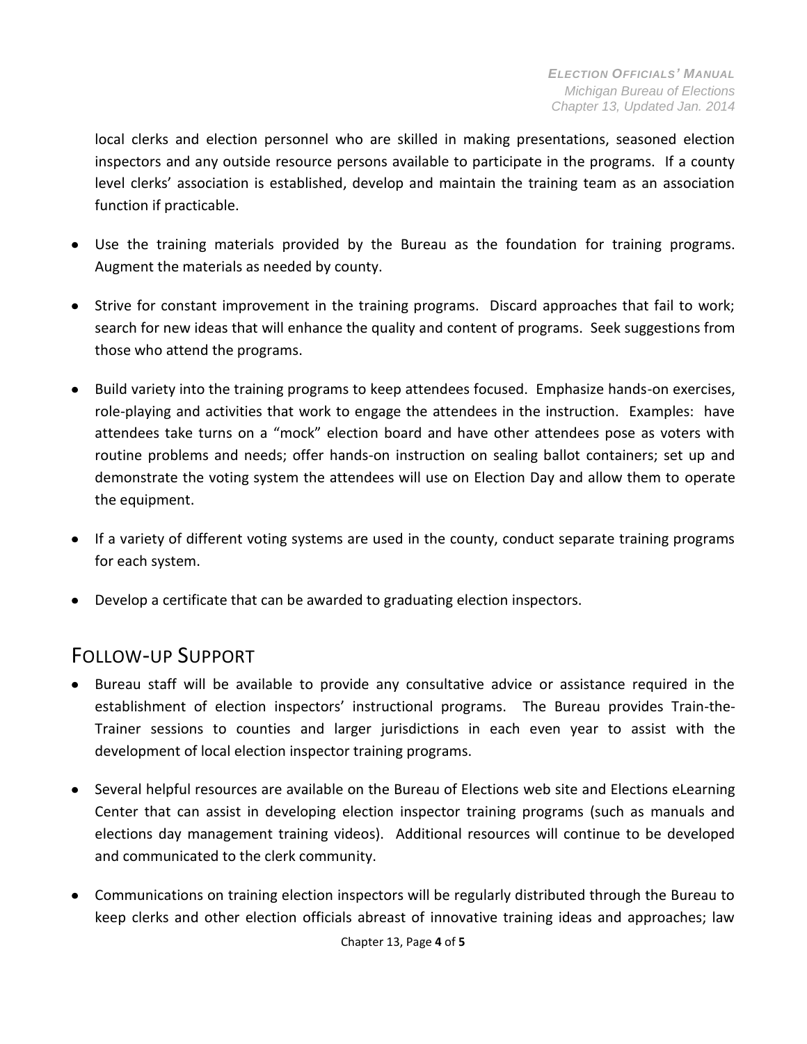local clerks and election personnel who are skilled in making presentations, seasoned election inspectors and any outside resource persons available to participate in the programs. If a county level clerks' association is established, develop and maintain the training team as an association function if practicable.

- Use the training materials provided by the Bureau as the foundation for training programs. Augment the materials as needed by county.
- Strive for constant improvement in the training programs. Discard approaches that fail to work; search for new ideas that will enhance the quality and content of programs. Seek suggestions from those who attend the programs.
- Build variety into the training programs to keep attendees focused. Emphasize hands-on exercises, role-playing and activities that work to engage the attendees in the instruction. Examples: have attendees take turns on a "mock" election board and have other attendees pose as voters with routine problems and needs; offer hands-on instruction on sealing ballot containers; set up and demonstrate the voting system the attendees will use on Election Day and allow them to operate the equipment.
- If a variety of different voting systems are used in the county, conduct separate training programs for each system.
- Develop a certificate that can be awarded to graduating election inspectors.

## Follow-up Support

- Bureau staff will be available to provide any consultative advice or assistance required in the establishment of election inspectors' instructional programs. The Bureau provides Train-the-Trainer sessions to counties and larger jurisdictions in each even year to assist with the development of local election inspector training programs.
- Several helpful resources are available on the Bureau of Elections web site and Elections eLearning Center that can assist in developing election inspector training programs (such as manuals and elections day management training videos). Additional resources will continue to be developed and communicated to the clerk community.
- Communications on training election inspectors will be regularly distributed through the Bureau to keep clerks and other election officials abreast of innovative training ideas and approaches; law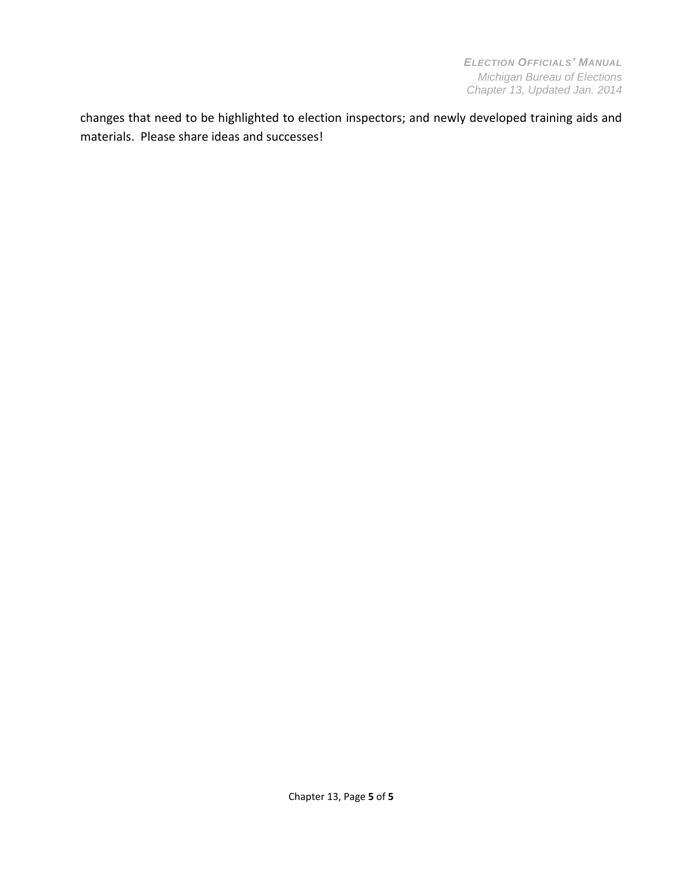changes that need to be highlighted to election inspectors; and newly developed training aids and materials. Please share ideas and successes!